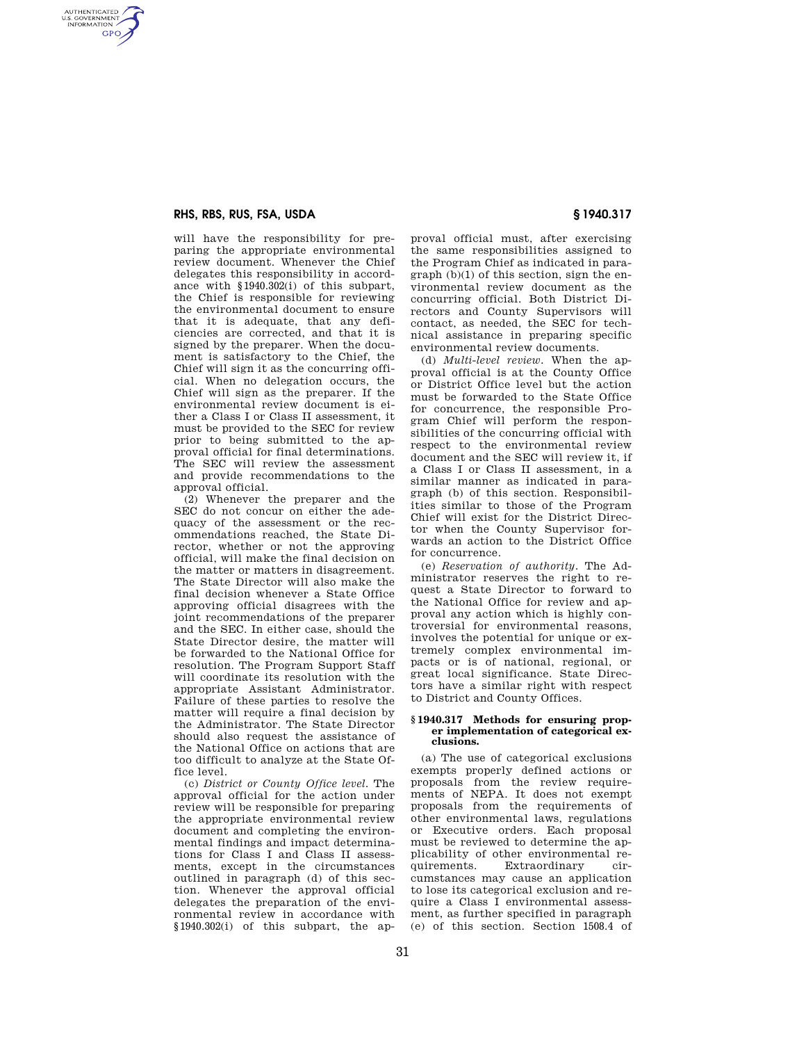will have the responsibility for preparing the appropriate environmental review document. Whenever the Chief delegates this responsibility in accordance with §1940.302(i) of this subpart, the Chief is responsible for reviewing the environmental document to ensure that it is adequate, that any deficiencies are corrected, and that it is signed by the preparer. When the document is satisfactory to the Chief, the Chief will sign it as the concurring official. When no delegation occurs, the Chief will sign as the preparer. If the environmental review document is either a Class I or Class II assessment, it must be provided to the SEC for review prior to being submitted to the approval official for final determinations. The SEC will review the assessment and provide recommendations to the approval official.

(2) Whenever the preparer and the SEC do not concur on either the adequacy of the assessment or the recommendations reached, the State Director, whether or not the approving official, will make the final decision on the matter or matters in disagreement. The State Director will also make the final decision whenever a State Office approving official disagrees with the joint recommendations of the preparer and the SEC. In either case, should the State Director desire, the matter will be forwarded to the National Office for resolution. The Program Support Staff will coordinate its resolution with the appropriate Assistant Administrator. Failure of these parties to resolve the matter will require a final decision by the Administrator. The State Director should also request the assistance of the National Office on actions that are too difficult to analyze at the State Office level.

(c) *District or County Office level.* The approval official for the action under review will be responsible for preparing the appropriate environmental review document and completing the environmental findings and impact determinations for Class I and Class II assessments, except in the circumstances outlined in paragraph (d) of this section. Whenever the approval official delegates the preparation of the environmental review in accordance with §1940.302(i) of this subpart, the approval official must, after exercising the same responsibilities assigned to the Program Chief as indicated in paragraph (b)(1) of this section, sign the environmental review document as the concurring official. Both District Directors and County Supervisors will contact, as needed, the SEC for technical assistance in preparing specific environmental review documents.

(d) *Multi-level review.* When the approval official is at the County Office or District Office level but the action must be forwarded to the State Office for concurrence, the responsible Program Chief will perform the responsibilities of the concurring official with respect to the environmental review document and the SEC will review it, if a Class I or Class II assessment, in a similar manner as indicated in paragraph (b) of this section. Responsibilities similar to those of the Program Chief will exist for the District Director when the County Supervisor forwards an action to the District Office for concurrence.

(e) *Reservation of authority.* The Administrator reserves the right to request a State Director to forward to the National Office for review and approval any action which is highly controversial for environmental reasons, involves the potential for unique or extremely complex environmental impacts or is of national, regional, or great local significance. State Directors have a similar right with respect to District and County Offices.

### §1940.317 Methods for ensuring proper implementation of categorical exclusions.

(a) The use of categorical exclusions exempts properly defined actions or proposals from the review requirements of NEPA. It does not exempt proposals from the requirements of other environmental laws, regulations or Executive orders. Each proposal must be reviewed to determine the applicability of other environmental requirements. Extraordinary circumstances may cause an application to lose its categorical exclusion and require a Class I environmental assessment, as further specified in paragraph (e) of this section. Section 1508.4 of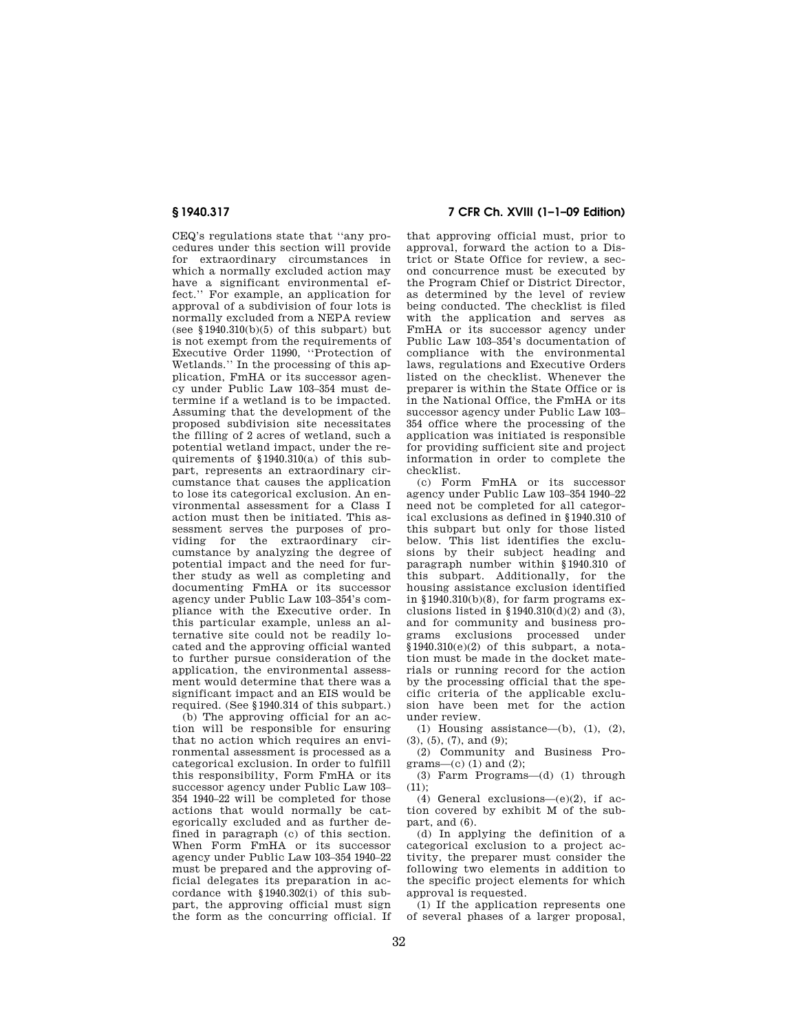CEQ's regulations state that "any procedures under this section will provide for extraordinary circumstances in which a normally excluded action may have a significant environmental effect." For example, an application for approval of a subdivision of four lots is normally excluded from a NEPA review (see §1940.310(b)(5) of this subpart) but is not exempt from the requirements of Executive Order 11990, "Protection of Wetlands." In the processing of this application, FmHA or its successor agency under Public Law 103–354 must determine if a wetland is to be impacted. Assuming that the development of the proposed subdivision site necessitates the filling of 2 acres of wetland, such a potential wetland impact, under the requirements of §1940.310(a) of this subpart, represents an extraordinary circumstance that causes the application to lose its categorical exclusion. An environmental assessment for a Class I action must then be initiated. This assessment serves the purposes of providing for the extraordinary circumstance by analyzing the degree of potential impact and the need for further study as well as completing and documenting FmHA or its successor agency under Public Law 103–354's compliance with the Executive order. In this particular example, unless an alternative site could not be readily located and the approving official wanted to further pursue consideration of the application, the environmental assessment would determine that there was a significant impact and an EIS would be required. (See §1940.314 of this subpart.)

(b) The approving official for an action will be responsible for ensuring that no action which requires an environmental assessment is processed as a categorical exclusion. In order to fulfill this responsibility, Form FmHA or its successor agency under Public Law 103–354 1940–22 will be completed for those actions that would normally be categorically excluded and as further defined in paragraph (c) of this section. When Form FmHA or its successor agency under Public Law 103–354 1940–22 must be prepared and the approving official delegates its preparation in accordance with §1940.302(i) of this subpart, the approving official must sign the form as the concurring official. If that approving official must, prior to approval, forward the action to a District or State Office for review, a second concurrence must be executed by the Program Chief or District Director, as determined by the level of review being conducted. The checklist is filed with the application and serves as FmHA or its successor agency under Public Law 103–354's documentation of compliance with the environmental laws, regulations and Executive Orders listed on the checklist. Whenever the preparer is within the State Office or is in the National Office, the FmHA or its successor agency under Public Law 103–354 office where the processing of the application was initiated is responsible for providing sufficient site and project information in order to complete the checklist.

(c) Form FmHA or its successor agency under Public Law 103–354 1940–22 need not be completed for all categorical exclusions as defined in §1940.310 of this subpart but only for those listed below. This list identifies the exclusions by their subject heading and paragraph number within §1940.310 of this subpart. Additionally, for the housing assistance exclusion identified in §1940.310(b)(8), for farm programs exclusions listed in §1940.310(d)(2) and (3), and for community and business programs exclusions processed under §1940.310(e)(2) of this subpart, a notation must be made in the docket materials or running record for the action by the processing official that the specific criteria of the applicable exclusion have been met for the action under review.

(1) Housing assistance—(b), (1), (2), (3), (5), (7), and (9);

(2) Community and Business Programs—(c) (1) and (2);

(3) Farm Programs—(d) (1) through (11);

(4) General exclusions—(e)(2), if action covered by exhibit M of the subpart, and (6).

(d) In applying the definition of a categorical exclusion to a project activity, the preparer must consider the following two elements in addition to the specific project elements for which approval is requested.

(1) If the application represents one of several phases of a larger proposal,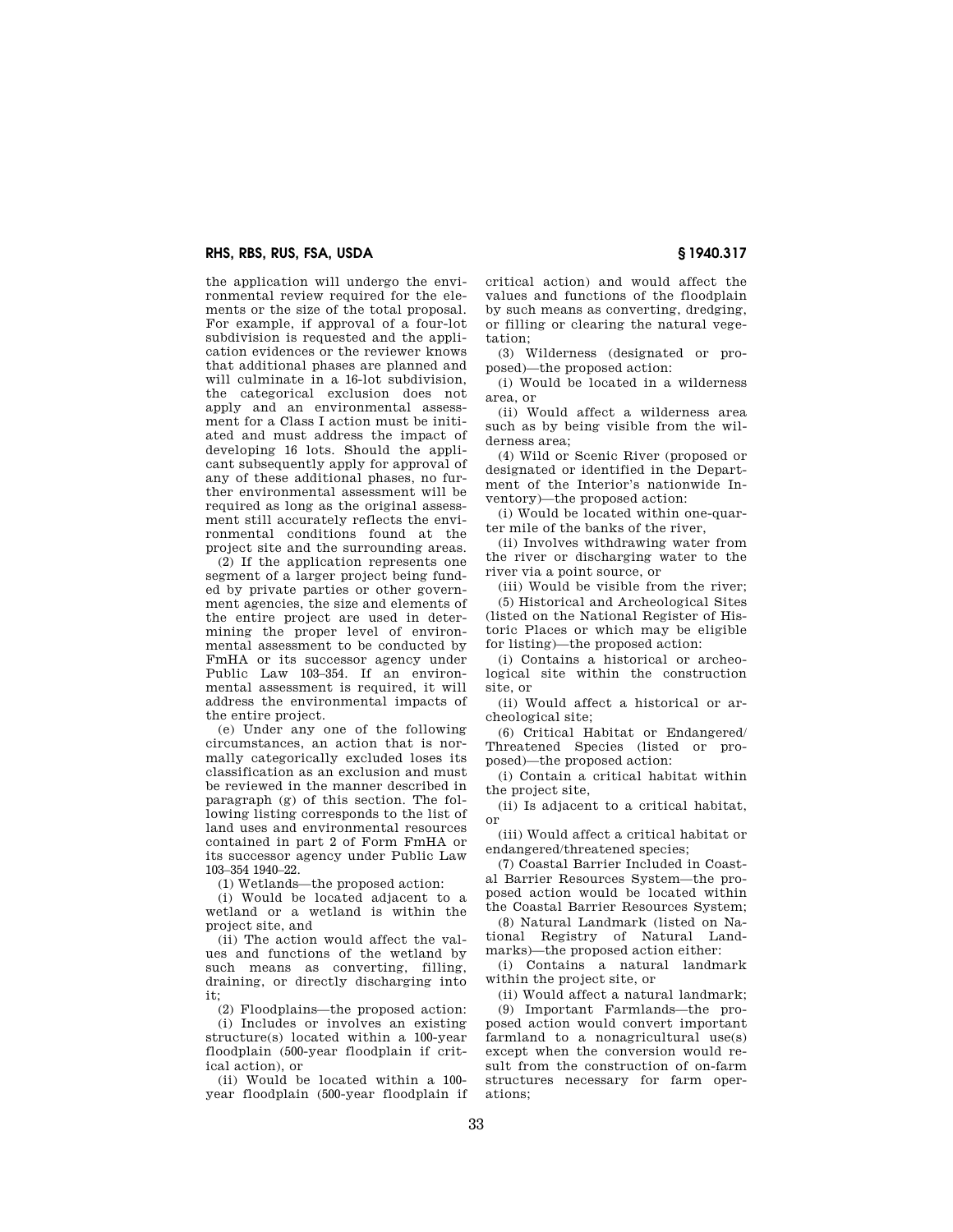the application will undergo the environmental review required for the elements or the size of the total proposal. For example, if approval of a four-lot subdivision is requested and the application evidences or the reviewer knows that additional phases are planned and will culminate in a 16-lot subdivision, the categorical exclusion does not apply and an environmental assessment for a Class I action must be initiated and must address the impact of developing 16 lots. Should the applicant subsequently apply for approval of any of these additional phases, no further environmental assessment will be required as long as the original assessment still accurately reflects the environmental conditions found at the project site and the surrounding areas.

(2) If the application represents one segment of a larger project being funded by private parties or other government agencies, the size and elements of the entire project are used in determining the proper level of environmental assessment to be conducted by FmHA or its successor agency under Public Law 103–354. If an environmental assessment is required, it will address the environmental impacts of the entire project.

(e) Under any one of the following circumstances, an action that is normally categorically excluded loses its classification as an exclusion and must be reviewed in the manner described in paragraph (g) of this section. The following listing corresponds to the list of land uses and environmental resources contained in part 2 of Form FmHA or its successor agency under Public Law 103–354 1940–22.

(1) Wetlands—the proposed action:

(i) Would be located adjacent to a wetland or a wetland is within the project site, and

(ii) The action would affect the values and functions of the wetland by such means as converting, filling, draining, or directly discharging into it;

(2) Floodplains—the proposed action:

(i) Includes or involves an existing structure(s) located within a 100-year floodplain (500-year floodplain if critical action), or

(ii) Would be located within a 100-year floodplain (500-year floodplain if critical action) and would affect the values and functions of the floodplain by such means as converting, dredging, or filling or clearing the natural vegetation;

(3) Wilderness (designated or proposed)—the proposed action:

(i) Would be located in a wilderness area, or

(ii) Would affect a wilderness area such as by being visible from the wilderness area;

(4) Wild or Scenic River (proposed or designated or identified in the Department of the Interior's nationwide Inventory)—the proposed action:

(i) Would be located within one-quarter mile of the banks of the river,

(ii) Involves withdrawing water from the river or discharging water to the river via a point source, or

(iii) Would be visible from the river;

(5) Historical and Archeological Sites (listed on the National Register of Historic Places or which may be eligible for listing)—the proposed action:

(i) Contains a historical or archeological site within the construction site, or

(ii) Would affect a historical or archeological site;

(6) Critical Habitat or Endangered/Threatened Species (listed or proposed)—the proposed action:

(i) Contain a critical habitat within the project site,

(ii) Is adjacent to a critical habitat, or

(iii) Would affect a critical habitat or endangered/threatened species;

(7) Coastal Barrier Included in Coastal Barrier Resources System—the proposed action would be located within the Coastal Barrier Resources System;

(8) Natural Landmark (listed on National Registry of Natural Landmarks)—the proposed action either:

(i) Contains a natural landmark within the project site, or

(ii) Would affect a natural landmark;

(9) Important Farmlands—the proposed action would convert important farmland to a nonagricultural use(s) except when the conversion would result from the construction of on-farm structures necessary for farm operations;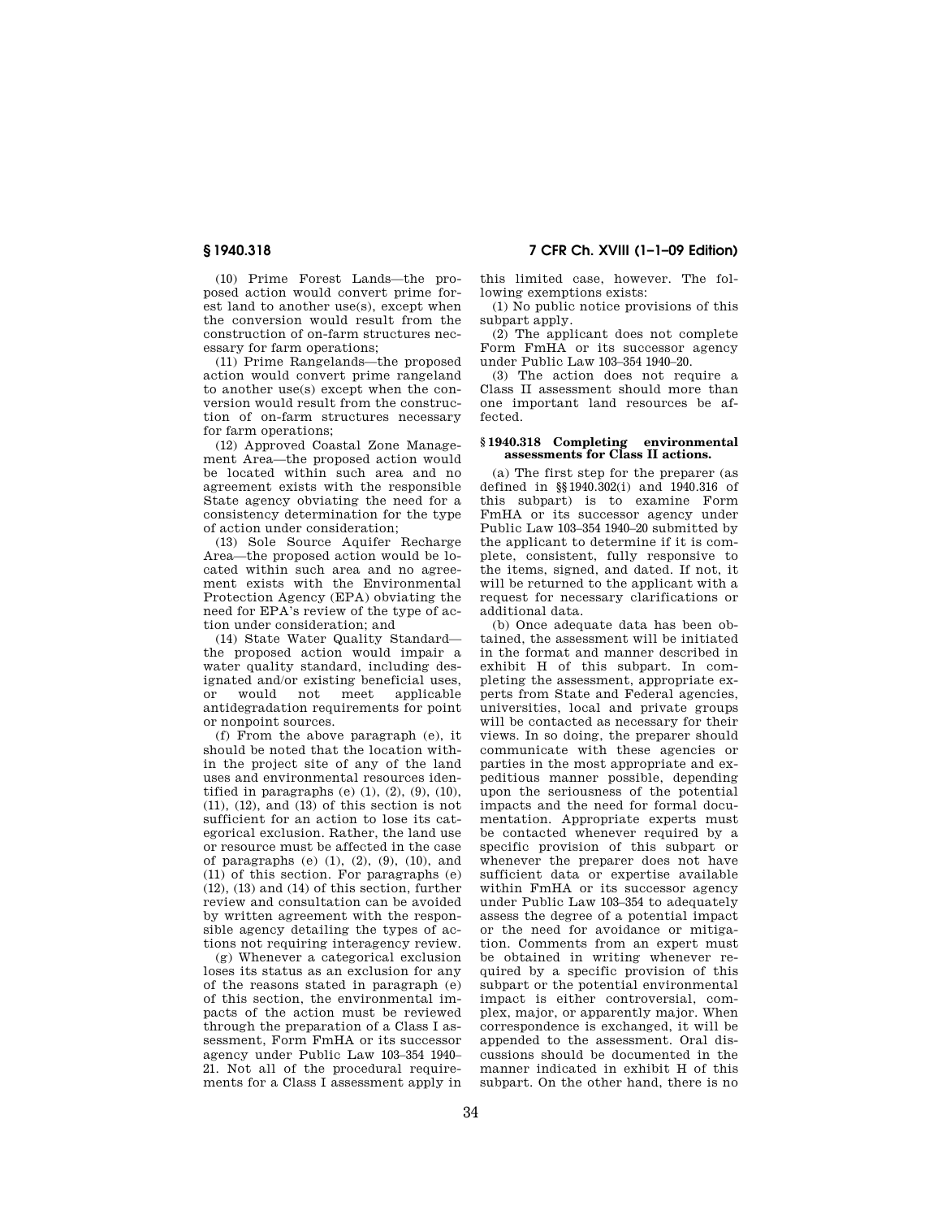(10) Prime Forest Lands—the proposed action would convert prime forest land to another use(s), except when the conversion would result from the construction of on-farm structures necessary for farm operations;

(11) Prime Rangelands—the proposed action would convert prime rangeland to another use(s) except when the conversion would result from the construction of on-farm structures necessary for farm operations;

(12) Approved Coastal Zone Management Area—the proposed action would be located within such area and no agreement exists with the responsible State agency obviating the need for a consistency determination for the type of action under consideration;

(13) Sole Source Aquifer Recharge Area—the proposed action would be located within such area and no agreement exists with the Environmental Protection Agency (EPA) obviating the need for EPA's review of the type of action under consideration; and

(14) State Water Quality Standard—the proposed action would impair a water quality standard, including designated and/or existing beneficial uses, or would not meet applicable antidegradation requirements for point or nonpoint sources.

(f) From the above paragraph (e), it should be noted that the location within the project site of any of the land uses and environmental resources identified in paragraphs (e) (1), (2), (9), (10), (11), (12), and (13) of this section is not sufficient for an action to lose its categorical exclusion. Rather, the land use or resource must be affected in the case of paragraphs (e) (1), (2), (9), (10), and (11) of this section. For paragraphs (e) (12), (13) and (14) of this section, further review and consultation can be avoided by written agreement with the responsible agency detailing the types of actions not requiring interagency review.

(g) Whenever a categorical exclusion loses its status as an exclusion for any of the reasons stated in paragraph (e) of this section, the environmental impacts of the action must be reviewed through the preparation of a Class I assessment, Form FmHA or its successor agency under Public Law 103–354 1940–21. Not all of the procedural requirements for a Class I assessment apply in this limited case, however. The following exemptions exists:

(1) No public notice provisions of this subpart apply.

(2) The applicant does not complete Form FmHA or its successor agency under Public Law 103–354 1940–20.

(3) The action does not require a Class II assessment should more than one important land resources be affected.

### § 1940.318 Completing environmental assessments for Class II actions.

(a) The first step for the preparer (as defined in §§ 1940.302(i) and 1940.316 of this subpart) is to examine Form FmHA or its successor agency under Public Law 103–354 1940–20 submitted by the applicant to determine if it is complete, consistent, fully responsive to the items, signed, and dated. If not, it will be returned to the applicant with a request for necessary clarifications or additional data.

(b) Once adequate data has been obtained, the assessment will be initiated in the format and manner described in exhibit H of this subpart. In completing the assessment, appropriate experts from State and Federal agencies, universities, local and private groups will be contacted as necessary for their views. In so doing, the preparer should communicate with these agencies or parties in the most appropriate and expeditious manner possible, depending upon the seriousness of the potential impacts and the need for formal documentation. Appropriate experts must be contacted whenever required by a specific provision of this subpart or whenever the preparer does not have sufficient data or expertise available within FmHA or its successor agency under Public Law 103–354 to adequately assess the degree of a potential impact or the need for avoidance or mitigation. Comments from an expert must be obtained in writing whenever required by a specific provision of this subpart or the potential environmental impact is either controversial, complex, major, or apparently major. When correspondence is exchanged, it will be appended to the assessment. Oral discussions should be documented in the manner indicated in exhibit H of this subpart. On the other hand, there is no